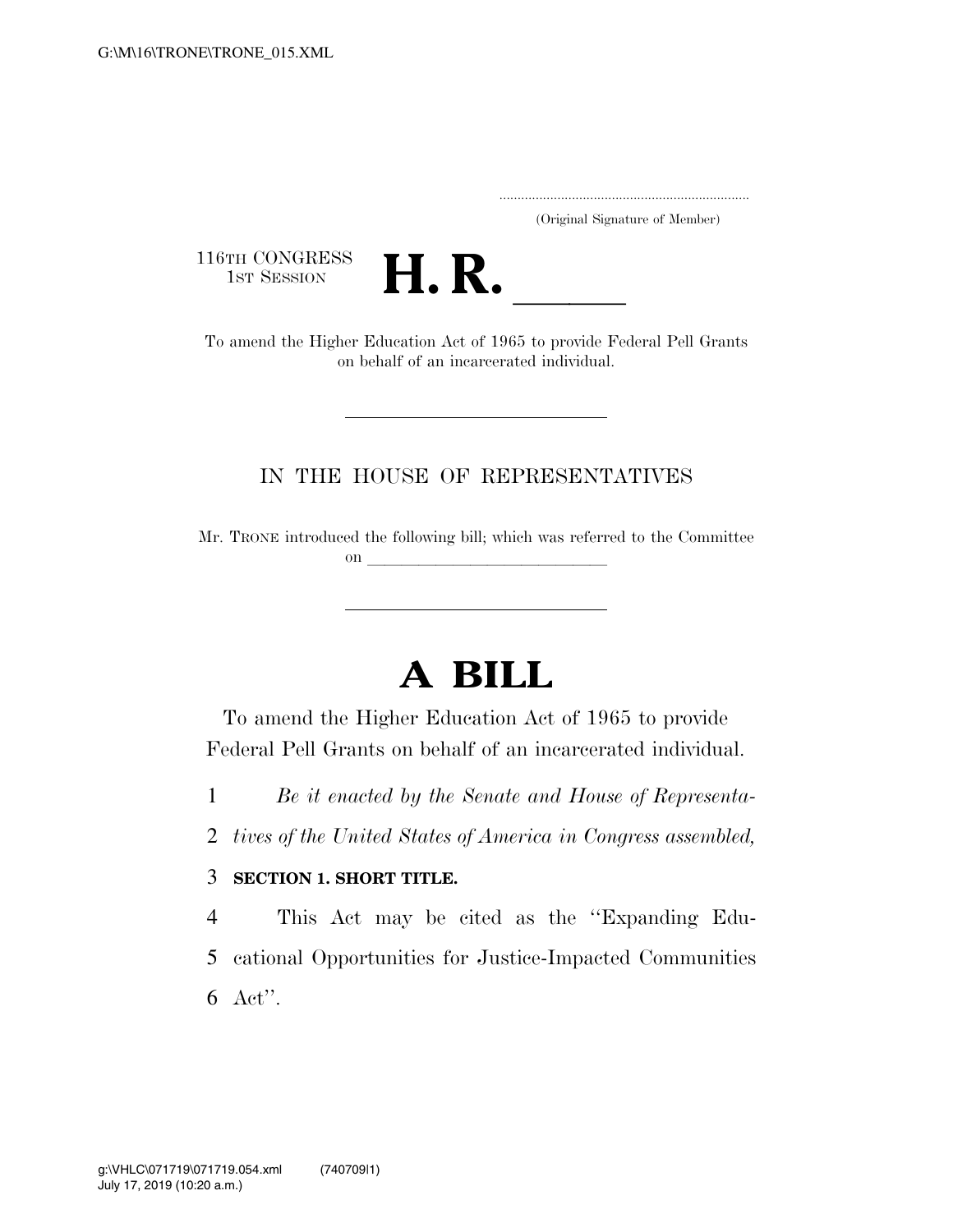G:\M\16\TRONE\TRONE_015.XML

.....................................................................
(Original Signature of Member)

116TH CONGRESS
1ST SESSION

# H. R. \_\_\_\_\_\_

To amend the Higher Education Act of 1965 to provide Federal Pell Grants on behalf of an incarcerated individual.

---

IN THE HOUSE OF REPRESENTATIVES

Mr. TRONE introduced the following bill; which was referred to the Committee on \_\_\_\_\_\_\_\_\_\_\_\_\_\_\_\_\_\_\_\_\_\_\_\_\_\_\_\_\_\_

---

# A BILL

To amend the Higher Education Act of 1965 to provide Federal Pell Grants on behalf of an incarcerated individual.

1 *Be it enacted by the Senate and House of Representa-*
2 *tives of the United States of America in Congress assembled,*

3 **SECTION 1. SHORT TITLE.**

4 This Act may be cited as the ''Expanding Edu-
5 cational Opportunities for Justice-Impacted Communities
6 Act''.

g:\VHLC\071719\071719.054.xml (740709|1)
July 17, 2019 (10:20 a.m.)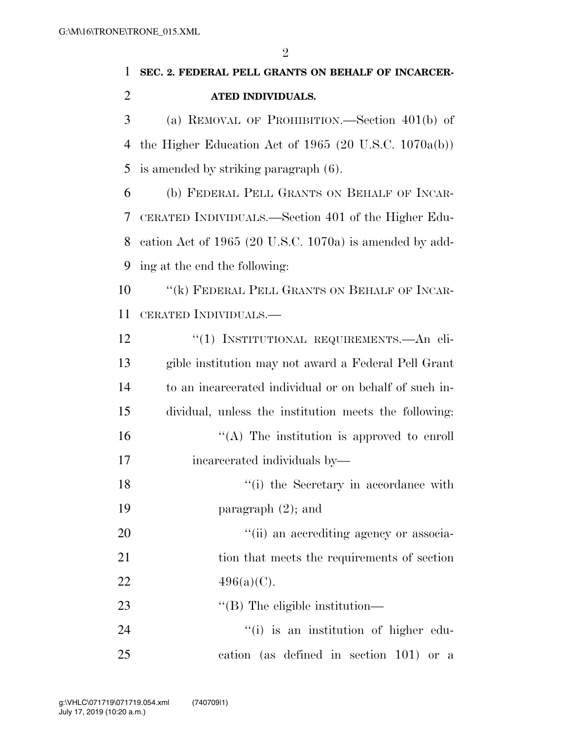**SEC. 2. FEDERAL PELL GRANTS ON BEHALF OF INCARCERATED INDIVIDUALS.**

(a) REMOVAL OF PROHIBITION.—Section 401(b) of the Higher Education Act of 1965 (20 U.S.C. 1070a(b)) is amended by striking paragraph (6).

(b) FEDERAL PELL GRANTS ON BEHALF OF INCARCERATED INDIVIDUALS.—Section 401 of the Higher Education Act of 1965 (20 U.S.C. 1070a) is amended by adding at the end the following:

"(k) FEDERAL PELL GRANTS ON BEHALF OF INCARCERATED INDIVIDUALS.—

"(1) INSTITUTIONAL REQUIREMENTS.—An eligible institution may not award a Federal Pell Grant to an incarcerated individual or on behalf of such individual, unless the institution meets the following:

"(A) The institution is approved to enroll incarcerated individuals by—

"(i) the Secretary in accordance with paragraph (2); and

"(ii) an accrediting agency or association that meets the requirements of section 496(a)(C).

"(B) The eligible institution—

"(i) is an institution of higher education (as defined in section 101) or a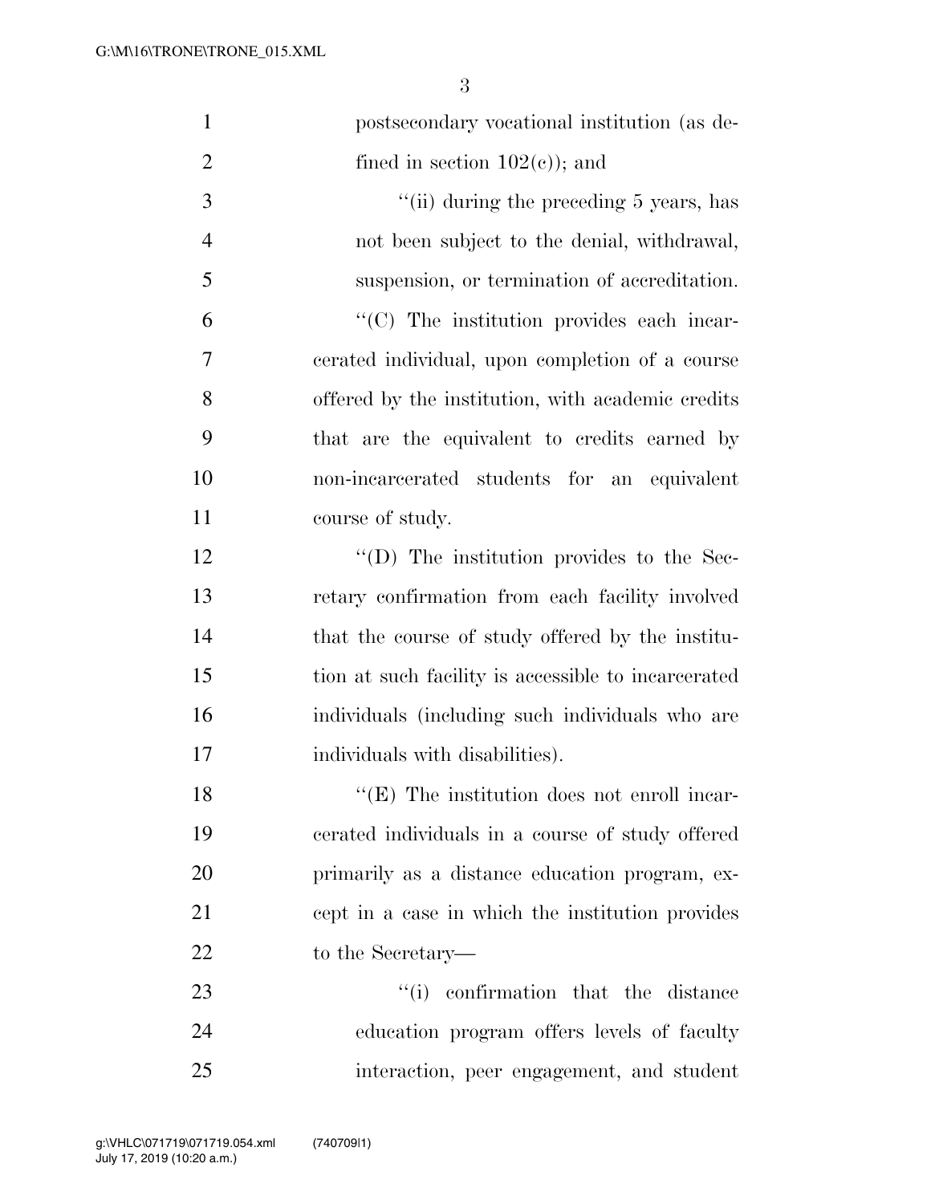postsecondary vocational institution (as defined in section 102(c)); and

"(ii) during the preceding 5 years, has not been subject to the denial, withdrawal, suspension, or termination of accreditation.

"(C) The institution provides each incarcerated individual, upon completion of a course offered by the institution, with academic credits that are the equivalent to credits earned by non-incarcerated students for an equivalent course of study.

"(D) The institution provides to the Secretary confirmation from each facility involved that the course of study offered by the institution at such facility is accessible to incarcerated individuals (including such individuals who are individuals with disabilities).

"(E) The institution does not enroll incarcerated individuals in a course of study offered primarily as a distance education program, except in a case in which the institution provides to the Secretary—

"(i) confirmation that the distance education program offers levels of faculty interaction, peer engagement, and student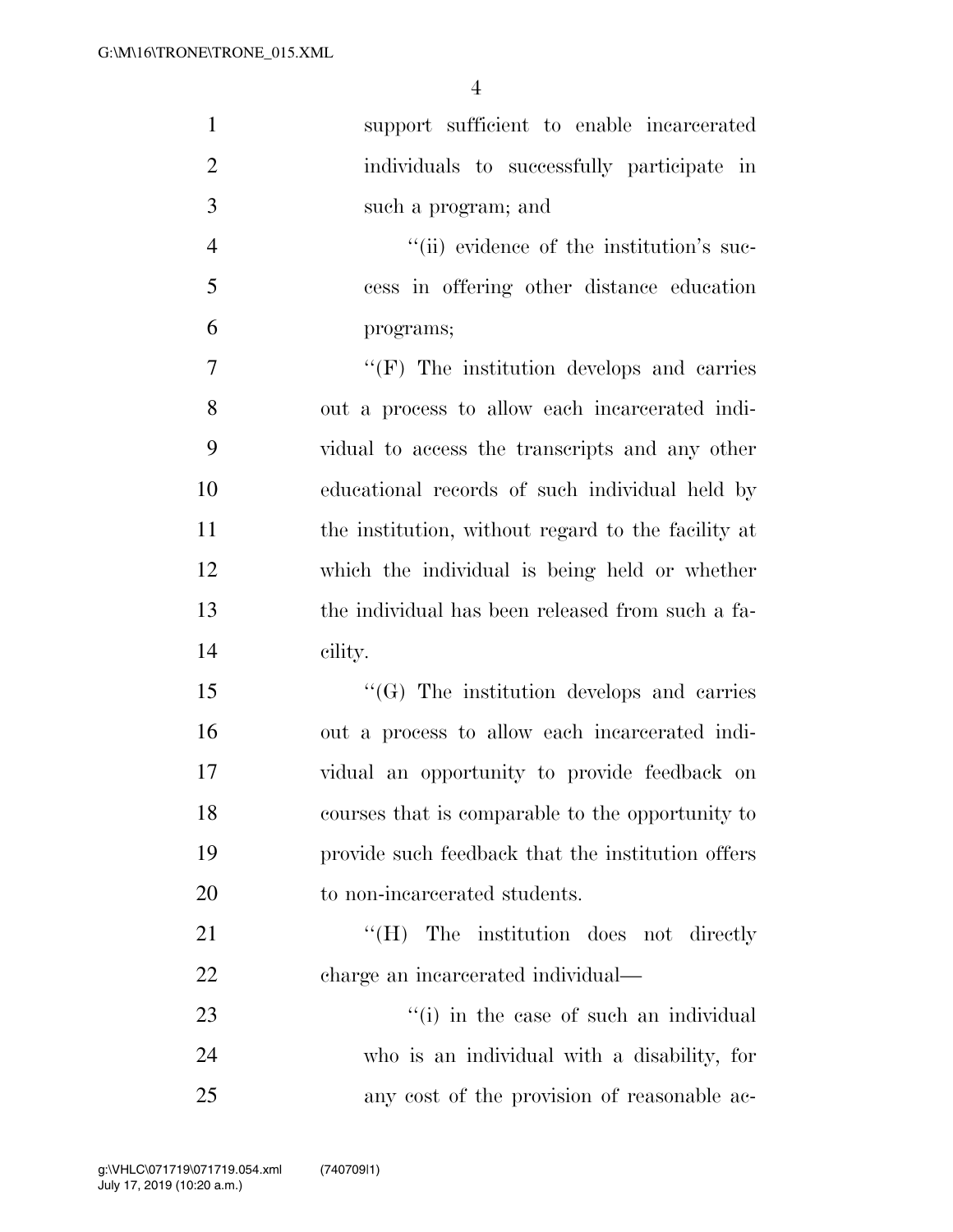support sufficient to enable incarcerated individuals to successfully participate in such a program; and

''(ii) evidence of the institution's success in offering other distance education programs;

''(F) The institution develops and carries out a process to allow each incarcerated individual to access the transcripts and any other educational records of such individual held by the institution, without regard to the facility at which the individual is being held or whether the individual has been released from such a facility.

''(G) The institution develops and carries out a process to allow each incarcerated individual an opportunity to provide feedback on courses that is comparable to the opportunity to provide such feedback that the institution offers to non-incarcerated students.

''(H) The institution does not directly charge an incarcerated individual—

''(i) in the case of such an individual who is an individual with a disability, for any cost of the provision of reasonable ac-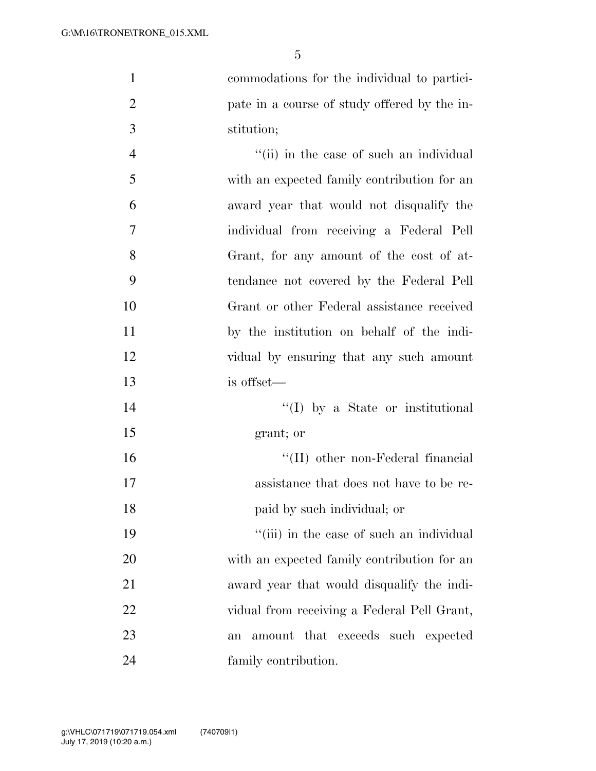commodations for the individual to participate in a course of study offered by the institution;

''(ii) in the case of such an individual with an expected family contribution for an award year that would not disqualify the individual from receiving a Federal Pell Grant, for any amount of the cost of attendance not covered by the Federal Pell Grant or other Federal assistance received by the institution on behalf of the individual by ensuring that any such amount is offset—

''(I) by a State or institutional grant; or

''(II) other non-Federal financial assistance that does not have to be repaid by such individual; or

''(iii) in the case of such an individual with an expected family contribution for an award year that would disqualify the individual from receiving a Federal Pell Grant, an amount that exceeds such expected family contribution.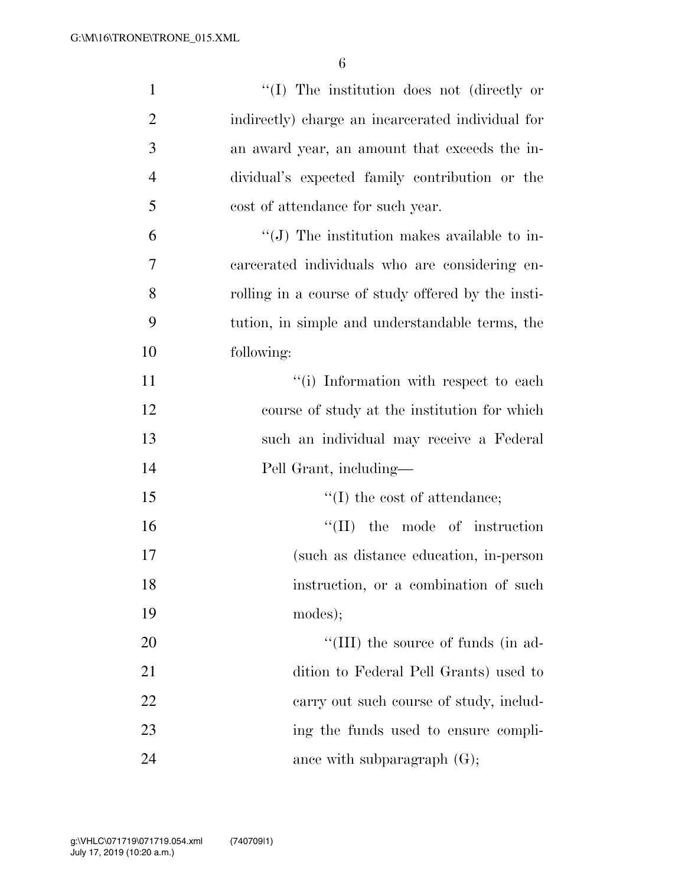''(I) The institution does not (directly or indirectly) charge an incarcerated individual for an award year, an amount that exceeds the individual's expected family contribution or the cost of attendance for such year.

''(J) The institution makes available to incarcerated individuals who are considering enrolling in a course of study offered by the institution, in simple and understandable terms, the following:

''(i) Information with respect to each course of study at the institution for which such an individual may receive a Federal Pell Grant, including—

''(I) the cost of attendance;

''(II) the mode of instruction (such as distance education, in-person instruction, or a combination of such modes);

''(III) the source of funds (in addition to Federal Pell Grants) used to carry out such course of study, including the funds used to ensure compliance with subparagraph (G);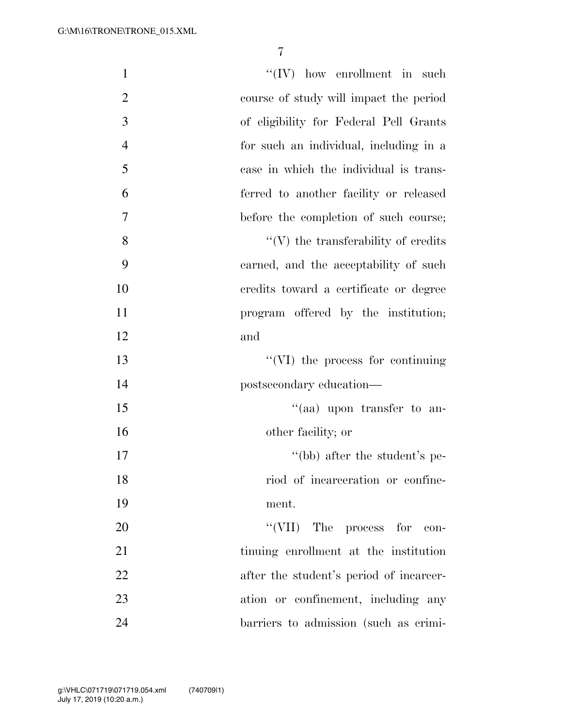''(IV) how enrollment in such course of study will impact the period of eligibility for Federal Pell Grants for such an individual, including in a case in which the individual is transferred to another facility or released before the completion of such course;

''(V) the transferability of credits earned, and the acceptability of such credits toward a certificate or degree program offered by the institution; and

''(VI) the process for continuing postsecondary education—

''(aa) upon transfer to another facility; or

''(bb) after the student's period of incarceration or confinement.

''(VII) The process for continuing enrollment at the institution after the student's period of incarceration or confinement, including any barriers to admission (such as crimi-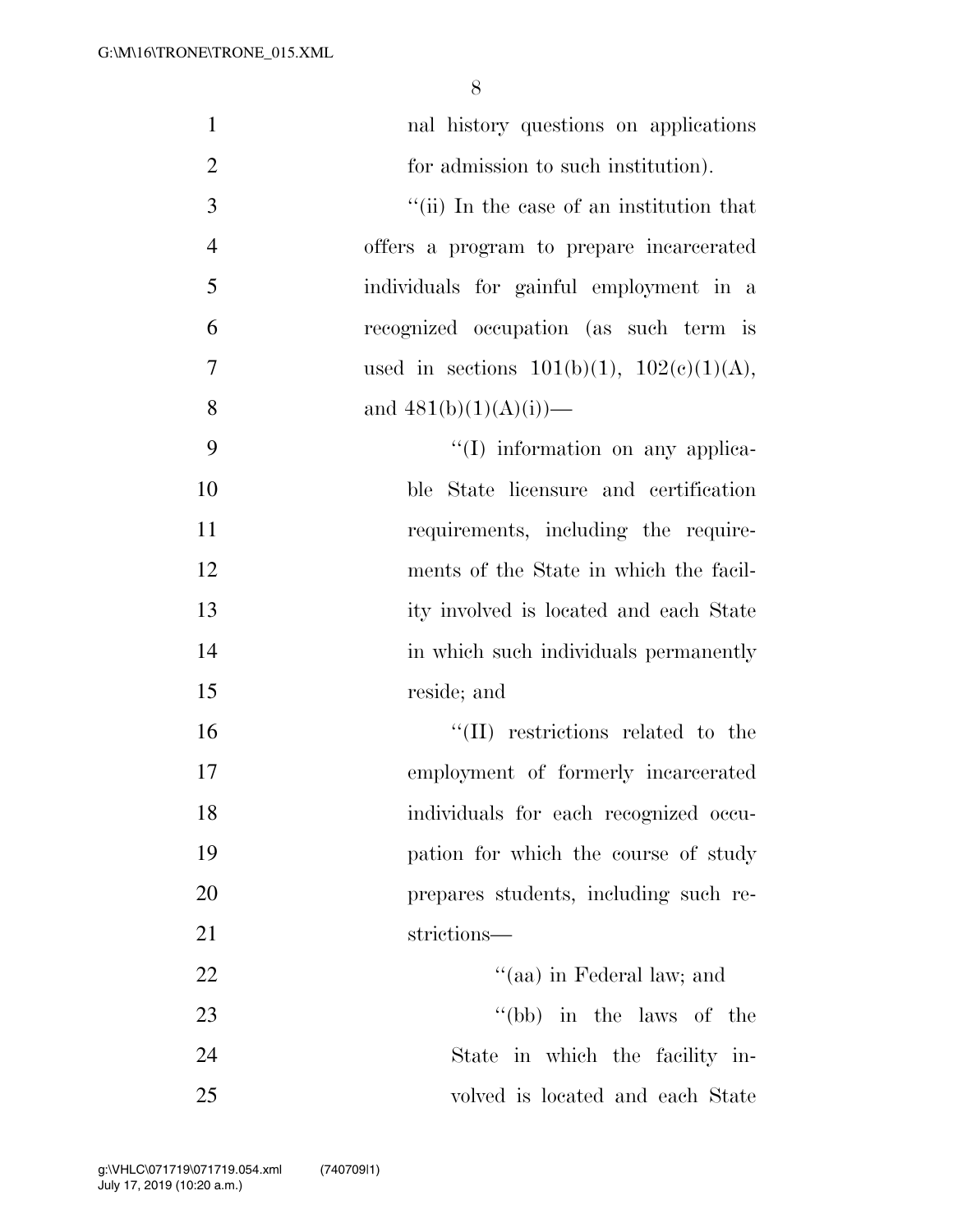nal history questions on applications for admission to such institution).

''(ii) In the case of an institution that offers a program to prepare incarcerated individuals for gainful employment in a recognized occupation (as such term is used in sections 101(b)(1), 102(c)(1)(A), and 481(b)(1)(A)(i))—

''(I) information on any applicable State licensure and certification requirements, including the requirements of the State in which the facility involved is located and each State in which such individuals permanently reside; and

''(II) restrictions related to the employment of formerly incarcerated individuals for each recognized occupation for which the course of study prepares students, including such restrictions—

''(aa) in Federal law; and

''(bb) in the laws of the State in which the facility involved is located and each State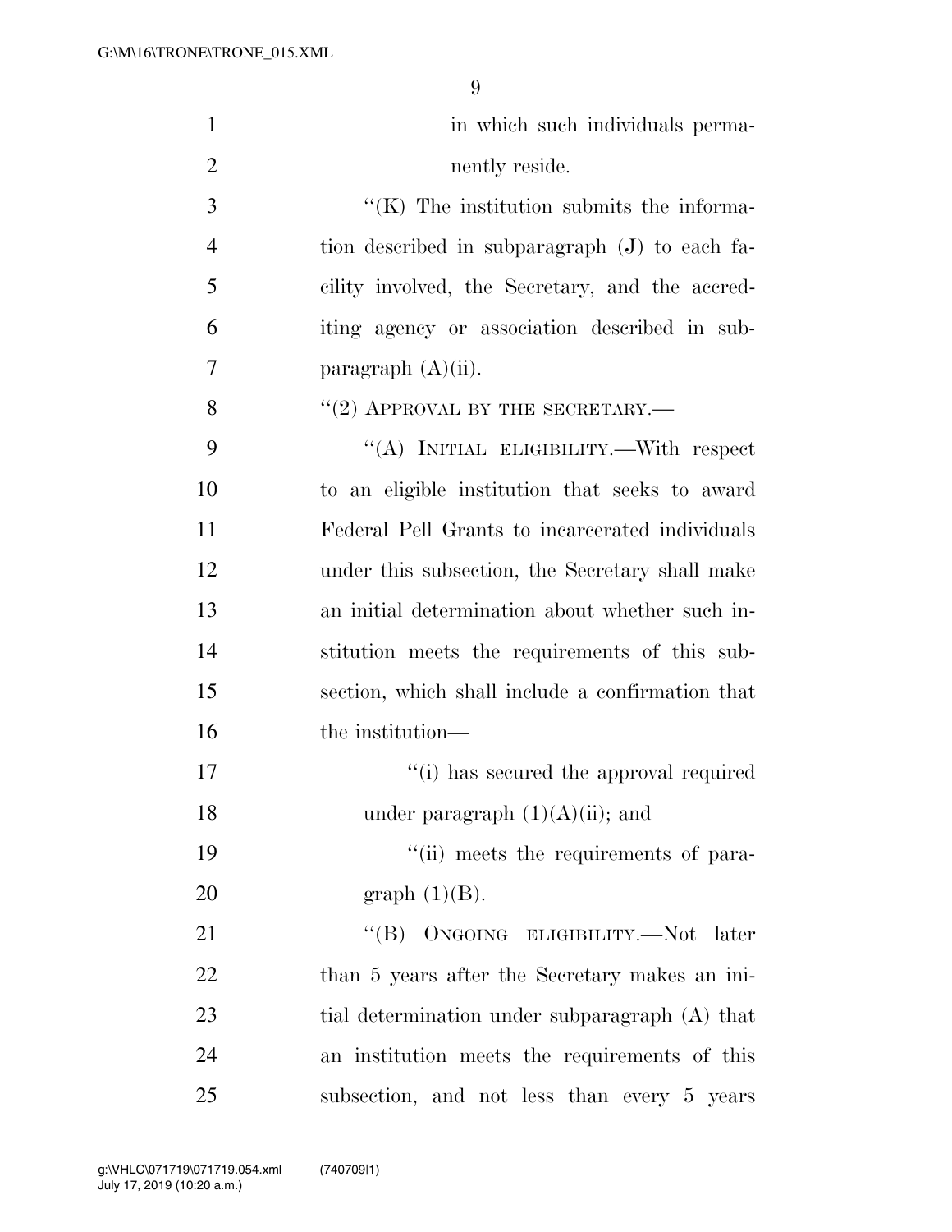in which such individuals permanently reside.

''(K) The institution submits the information described in subparagraph (J) to each facility involved, the Secretary, and the accrediting agency or association described in subparagraph (A)(ii).

''(2) APPROVAL BY THE SECRETARY.—

''(A) INITIAL ELIGIBILITY.—With respect to an eligible institution that seeks to award Federal Pell Grants to incarcerated individuals under this subsection, the Secretary shall make an initial determination about whether such institution meets the requirements of this subsection, which shall include a confirmation that the institution—

''(i) has secured the approval required under paragraph (1)(A)(ii); and

''(ii) meets the requirements of paragraph (1)(B).

''(B) ONGOING ELIGIBILITY.—Not later than 5 years after the Secretary makes an initial determination under subparagraph (A) that an institution meets the requirements of this subsection, and not less than every 5 years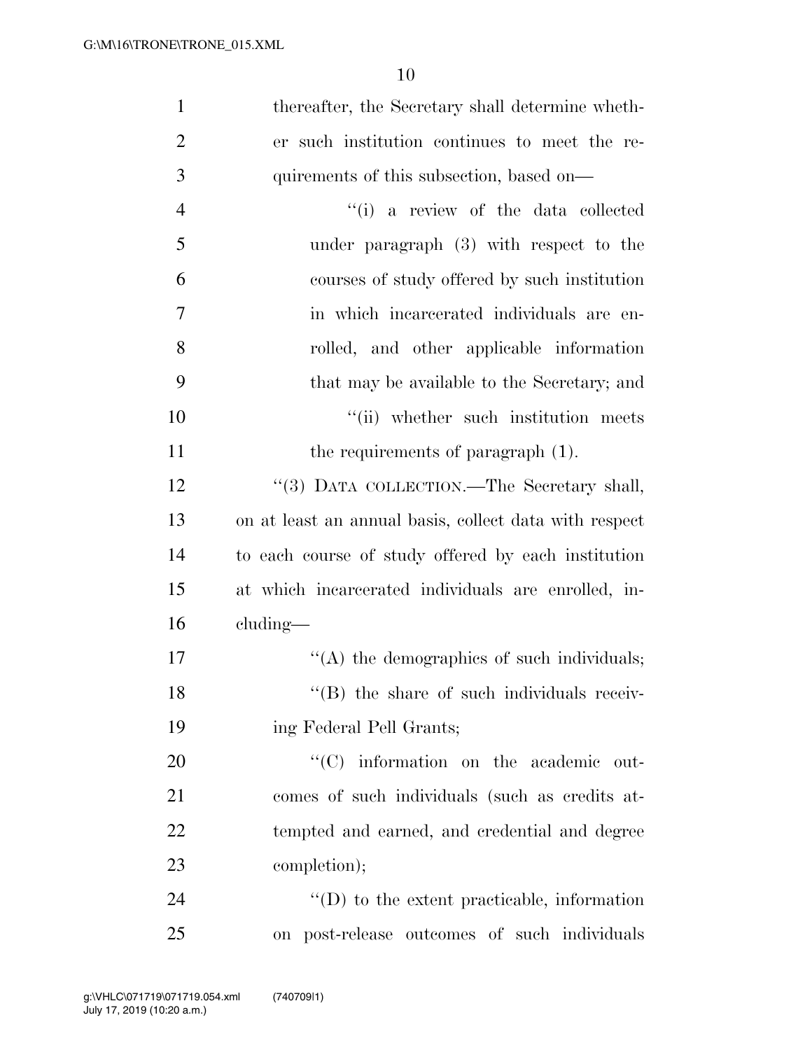thereafter, the Secretary shall determine whether such institution continues to meet the requirements of this subsection, based on—

"(i) a review of the data collected under paragraph (3) with respect to the courses of study offered by such institution in which incarcerated individuals are enrolled, and other applicable information that may be available to the Secretary; and

"(ii) whether such institution meets the requirements of paragraph (1).

"(3) DATA COLLECTION.—The Secretary shall, on at least an annual basis, collect data with respect to each course of study offered by each institution at which incarcerated individuals are enrolled, including—

"(A) the demographics of such individuals;

"(B) the share of such individuals receiving Federal Pell Grants;

"(C) information on the academic outcomes of such individuals (such as credits attempted and earned, and credential and degree completion);

"(D) to the extent practicable, information on post-release outcomes of such individuals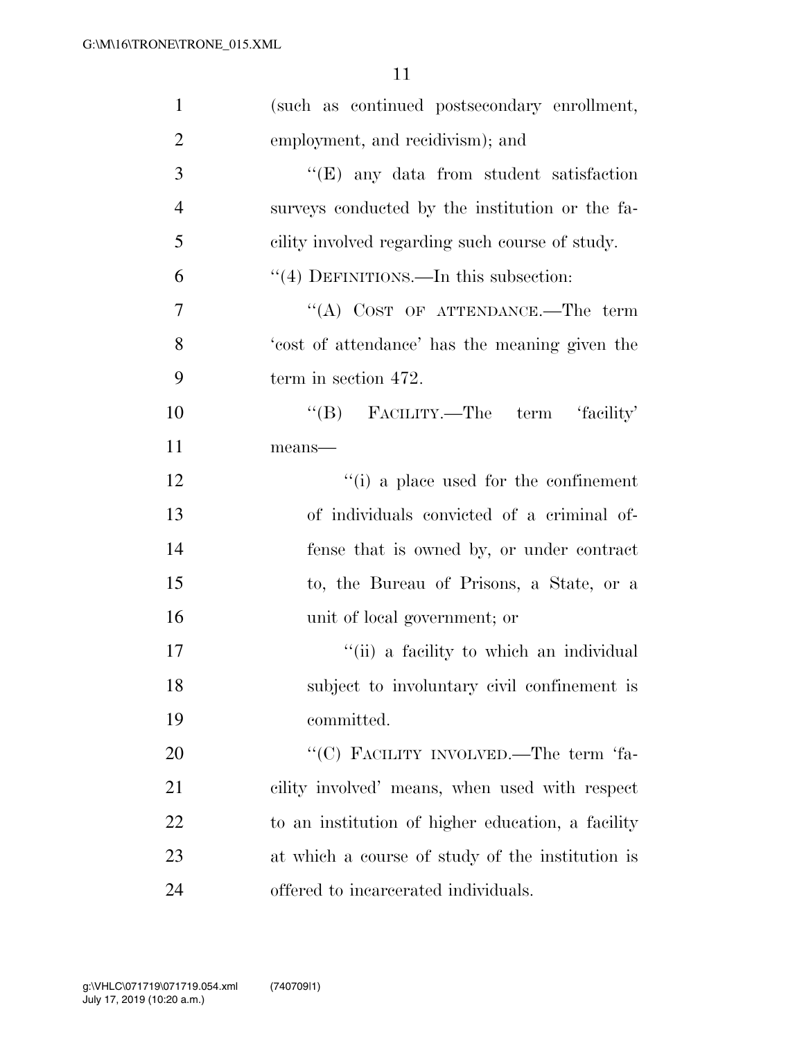(such as continued postsecondary enrollment, employment, and recidivism); and

"(E) any data from student satisfaction surveys conducted by the institution or the facility involved regarding such course of study.

"(4) DEFINITIONS.—In this subsection:

"(A) COST OF ATTENDANCE.—The term 'cost of attendance' has the meaning given the term in section 472.

"(B) FACILITY.—The term 'facility' means—

"(i) a place used for the confinement of individuals convicted of a criminal offense that is owned by, or under contract to, the Bureau of Prisons, a State, or a unit of local government; or

"(ii) a facility to which an individual subject to involuntary civil confinement is committed.

"(C) FACILITY INVOLVED.—The term 'facility involved' means, when used with respect to an institution of higher education, a facility at which a course of study of the institution is offered to incarcerated individuals.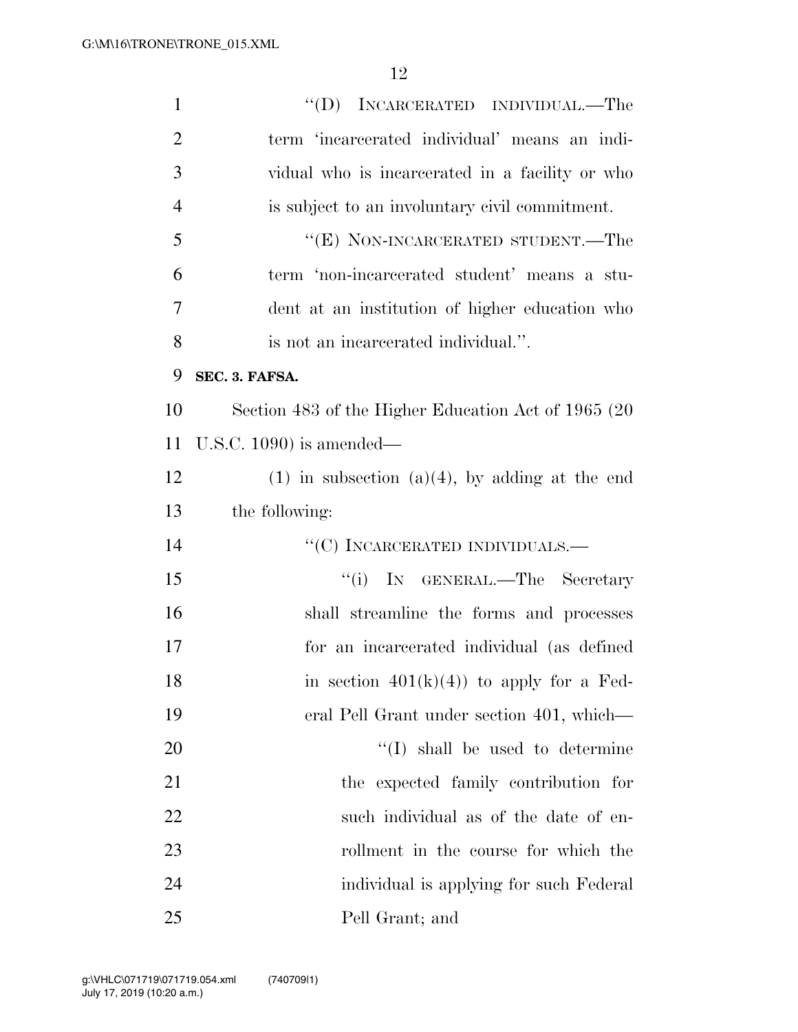"(D) INCARCERATED INDIVIDUAL.—The term 'incarcerated individual' means an individual who is incarcerated in a facility or who is subject to an involuntary civil commitment.

"(E) NON-INCARCERATED STUDENT.—The term 'non-incarcerated student' means a student at an institution of higher education who is not an incarcerated individual.".

**SEC. 3. FAFSA.**

Section 483 of the Higher Education Act of 1965 (20 U.S.C. 1090) is amended—

(1) in subsection (a)(4), by adding at the end the following:

"(C) INCARCERATED INDIVIDUALS.—

"(i) IN GENERAL.—The Secretary shall streamline the forms and processes for an incarcerated individual (as defined in section 401(k)(4)) to apply for a Federal Pell Grant under section 401, which—

"(I) shall be used to determine the expected family contribution for such individual as of the date of enrollment in the course for which the individual is applying for such Federal Pell Grant; and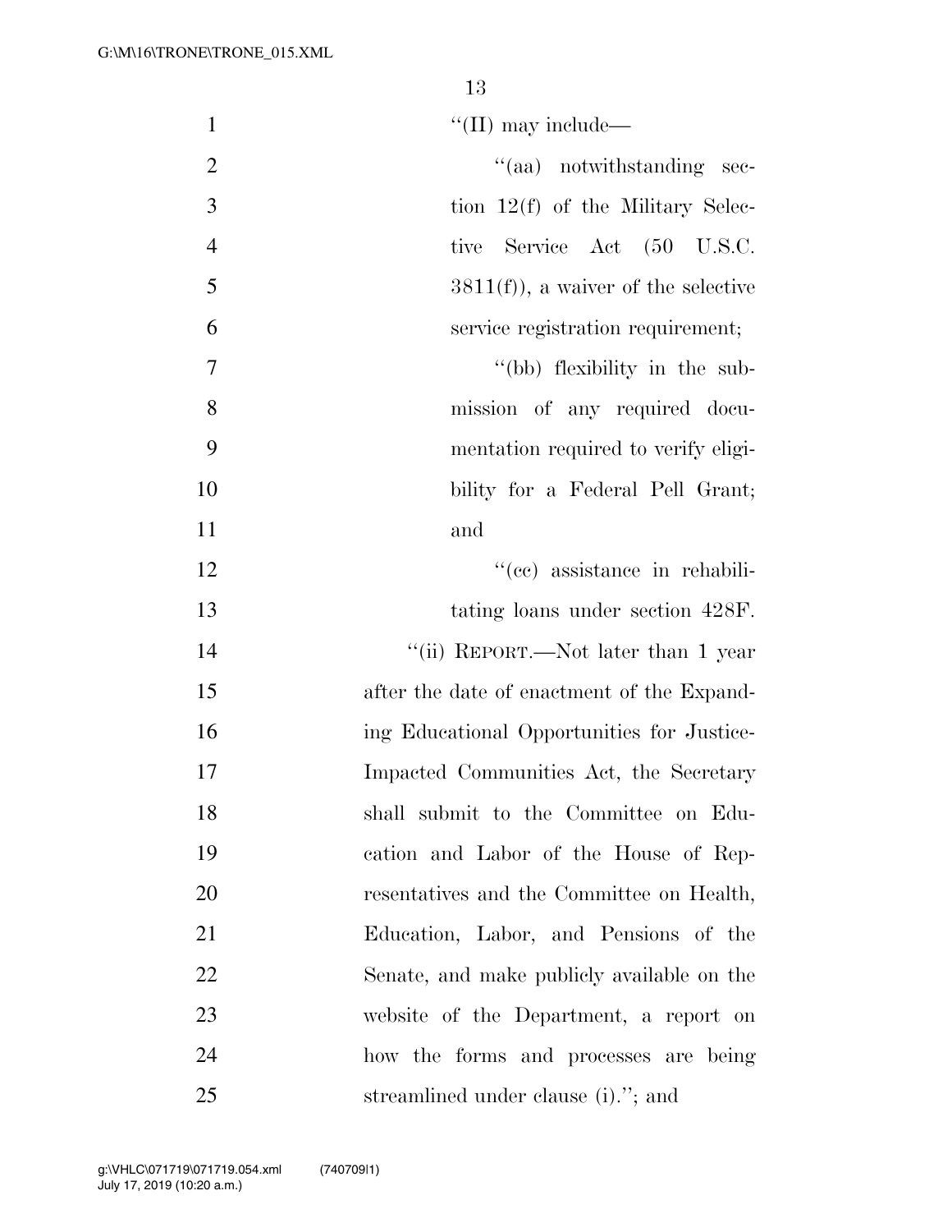"(II) may include—

"(aa) notwithstanding section 12(f) of the Military Selective Service Act (50 U.S.C. 3811(f)), a waiver of the selective service registration requirement;

"(bb) flexibility in the submission of any required documentation required to verify eligibility for a Federal Pell Grant; and

"(cc) assistance in rehabilitating loans under section 428F.

"(ii) REPORT.—Not later than 1 year after the date of enactment of the Expanding Educational Opportunities for Justice-Impacted Communities Act, the Secretary shall submit to the Committee on Education and Labor of the House of Representatives and the Committee on Health, Education, Labor, and Pensions of the Senate, and make publicly available on the website of the Department, a report on how the forms and processes are being streamlined under clause (i)."; and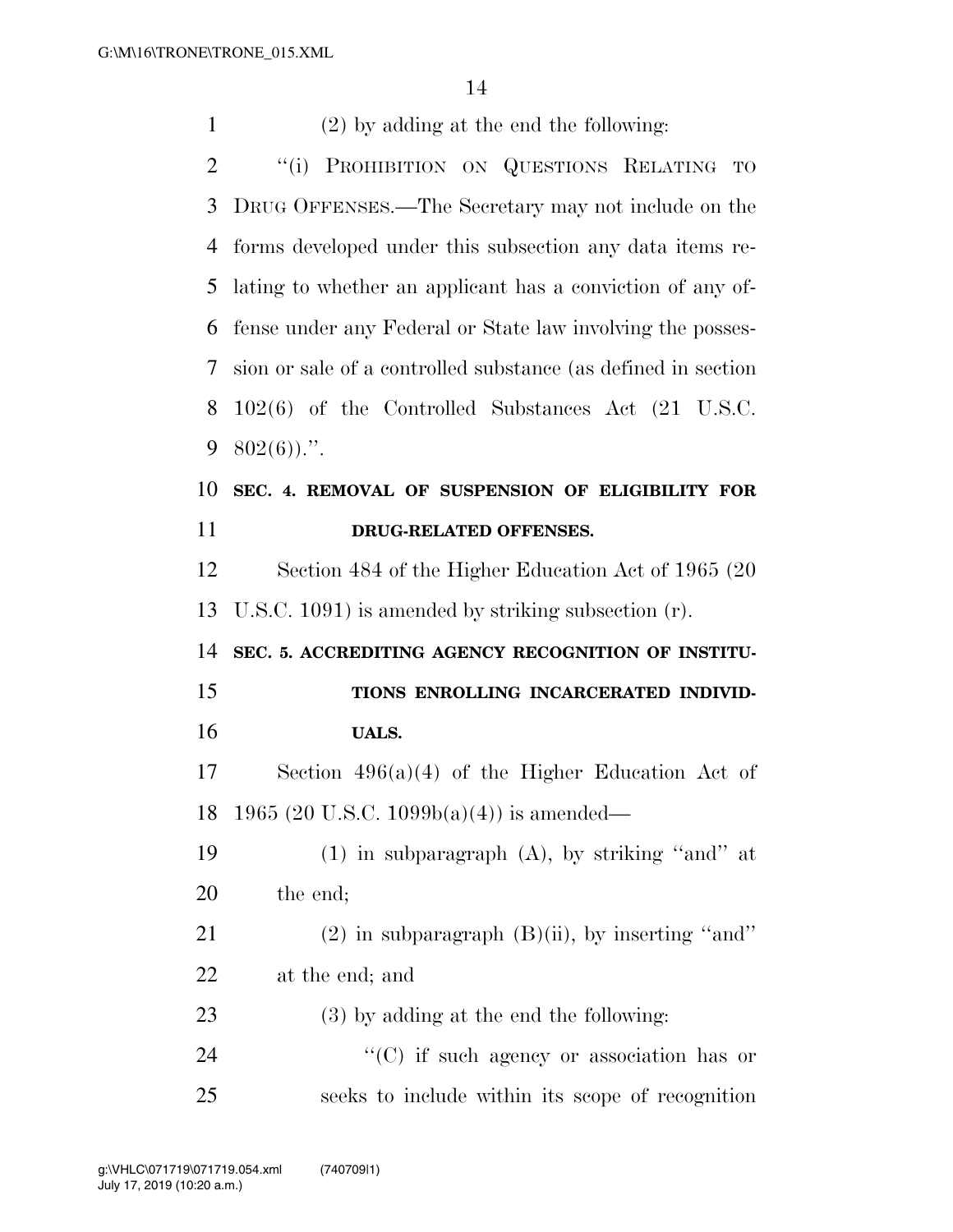(2) by adding at the end the following:

"(i) PROHIBITION ON QUESTIONS RELATING TO DRUG OFFENSES.—The Secretary may not include on the forms developed under this subsection any data items relating to whether an applicant has a conviction of any offense under any Federal or State law involving the possession or sale of a controlled substance (as defined in section 102(6) of the Controlled Substances Act (21 U.S.C. 802(6)).".

**SEC. 4. REMOVAL OF SUSPENSION OF ELIGIBILITY FOR DRUG-RELATED OFFENSES.**

Section 484 of the Higher Education Act of 1965 (20 U.S.C. 1091) is amended by striking subsection (r).

**SEC. 5. ACCREDITING AGENCY RECOGNITION OF INSTITUTIONS ENROLLING INCARCERATED INDIVIDUALS.**

Section 496(a)(4) of the Higher Education Act of 1965 (20 U.S.C. 1099b(a)(4)) is amended—

(1) in subparagraph (A), by striking "and" at the end;

(2) in subparagraph (B)(ii), by inserting "and" at the end; and

(3) by adding at the end the following:

"(C) if such agency or association has or seeks to include within its scope of recognition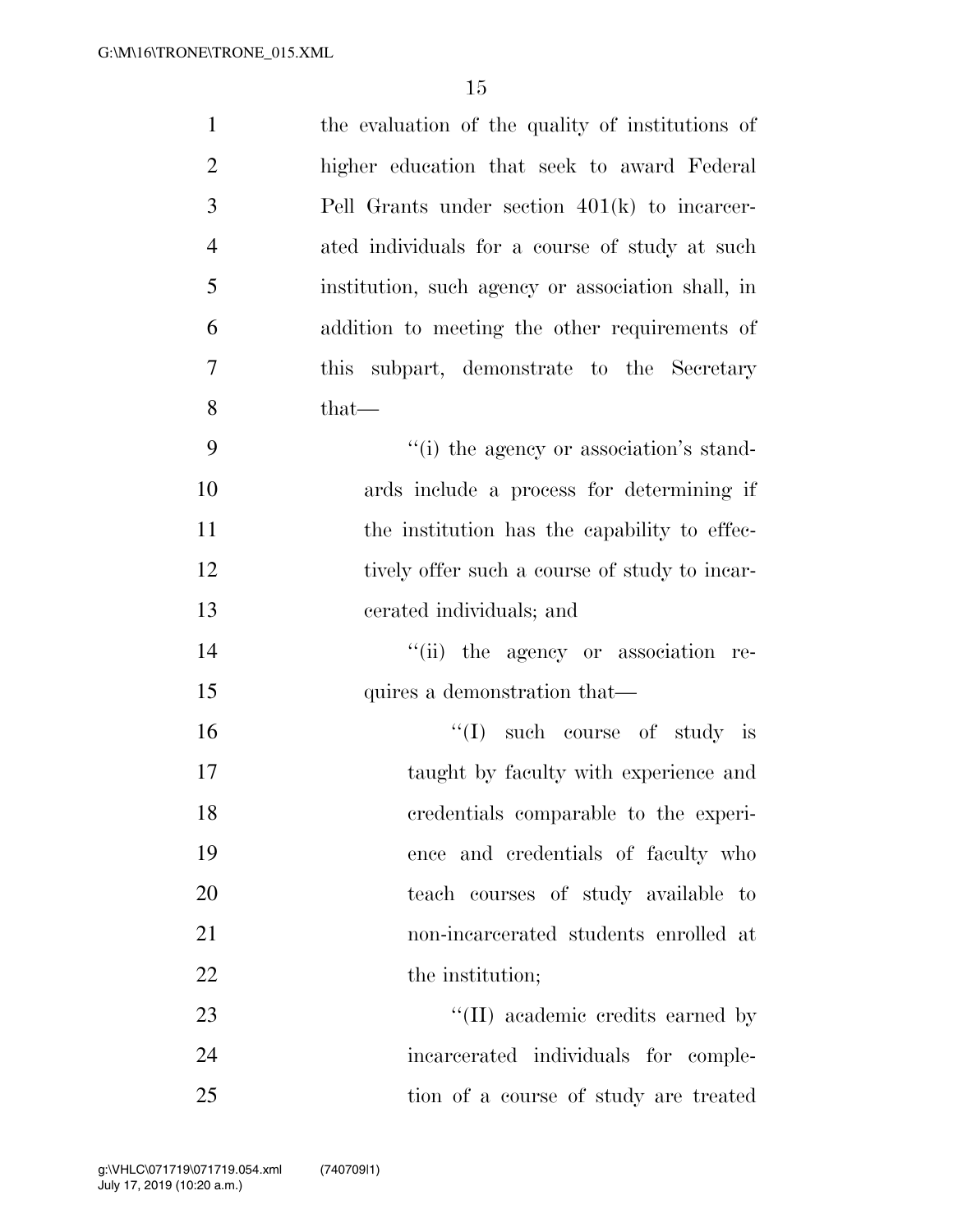the evaluation of the quality of institutions of higher education that seek to award Federal Pell Grants under section 401(k) to incarcerated individuals for a course of study at such institution, such agency or association shall, in addition to meeting the other requirements of this subpart, demonstrate to the Secretary that—

''(i) the agency or association's standards include a process for determining if the institution has the capability to effectively offer such a course of study to incarcerated individuals; and

''(ii) the agency or association requires a demonstration that—

''(I) such course of study is taught by faculty with experience and credentials comparable to the experience and credentials of faculty who teach courses of study available to non-incarcerated students enrolled at the institution;

''(II) academic credits earned by incarcerated individuals for completion of a course of study are treated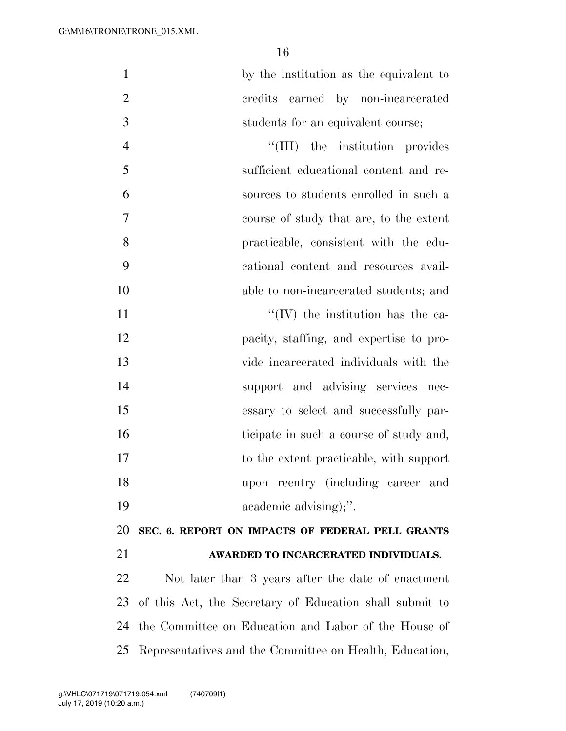by the institution as the equivalent to credits earned by non-incarcerated students for an equivalent course;

"(III) the institution provides sufficient educational content and resources to students enrolled in such a course of study that are, to the extent practicable, consistent with the educational content and resources available to non-incarcerated students; and

"(IV) the institution has the capacity, staffing, and expertise to provide incarcerated individuals with the support and advising services necessary to select and successfully participate in such a course of study and, to the extent practicable, with support upon reentry (including career and academic advising);".

**SEC. 6. REPORT ON IMPACTS OF FEDERAL PELL GRANTS AWARDED TO INCARCERATED INDIVIDUALS.**

Not later than 3 years after the date of enactment of this Act, the Secretary of Education shall submit to the Committee on Education and Labor of the House of Representatives and the Committee on Health, Education,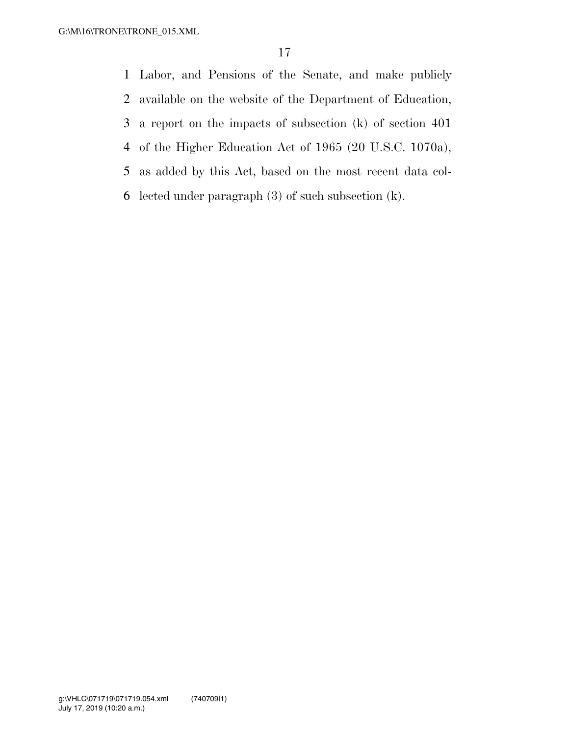Labor, and Pensions of the Senate, and make publicly available on the website of the Department of Education, a report on the impacts of subsection (k) of section 401 of the Higher Education Act of 1965 (20 U.S.C. 1070a), as added by this Act, based on the most recent data collected under paragraph (3) of such subsection (k).